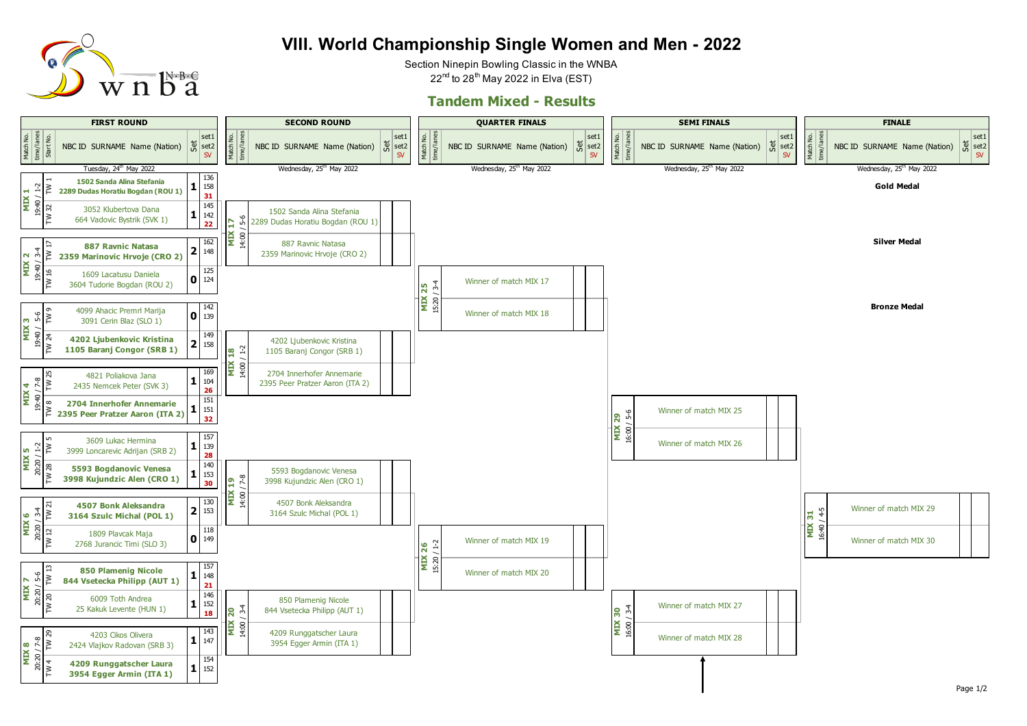# VIII. World Championship Single Women and Men - 2022

Section Ninepin Bowling Classic in the WNBA

22nd to 28th May 2022 in Elva (EST)

## Tandem Mixed - Results

### FIRST ROUND

Tuesday, 24th May 2022

| Match No. | time/lanes | Start No. | NBC ID SURNAME Name (Nation) | Set | set1 | set2 | SV |
|---|---|---|---|---|---|---|---|
| MIX 1 | 19:40 / 1-2 | TW 1 | **1502 Sanda Alina Stefania / 2289 Dudas Horatiu Bogdan (ROU 1)** | 1 | 136 | 158 | 31 |
| | | TW 32 | 3052 Klubertova Dana / 664 Vadovic Bystrik (SVK 1) | 1 | 145 | 142 | 22 |
| MIX 2 | 19:40 / 3-4 | TW 17 | **887 Ravnic Natasa / 2359 Marinovic Hrvoje (CRO 2)** | 2 | 162 | 148 | |
| | | TW 16 | 1609 Lacatusu Daniela / 3604 Tudorie Bogdan (ROU 2) | 0 | 125 | 124 | |
| MIX 3 | 19:40 / 5-6 | TW 9 | 4099 Ahacic Premrl Marija / 3091 Cerin Blaz (SLO 1) | 0 | 142 | 139 | |
| | | TW 24 | **4202 Ljubenkovic Kristina / 1105 Baranj Congor (SRB 1)** | 2 | 149 | 158 | |
| MIX 4 | 19:40 / 7-8 | TW 25 | 4821 Poliakova Jana / 2435 Nemcek Peter (SVK 3) | 1 | 169 | 104 | 26 |
| | | TW 8 | **2704 Innerhofer Annemarie / 2395 Peer Pratzer Aaron (ITA 2)** | 1 | 151 | 151 | 32 |
| MIX 5 | 20:20 / 1-2 | TW 5 | 3609 Lukac Hermina / 3999 Loncarevic Adrijan (SRB 2) | 1 | 157 | 139 | 28 |
| | | TW 28 | **5593 Bogdanovic Venesa / 3998 Kujundzic Alen (CRO 1)** | 1 | 140 | 153 | 30 |
| MIX 6 | 20:20 / 3-4 | TW 21 | **4507 Bonk Aleksandra / 3164 Szulc Michal (POL 1)** | 2 | 130 | 153 | |
| | | TW 12 | 1809 Plavcak Maja / 2768 Jurancic Timi (SLO 3) | 0 | 118 | 149 | |
| MIX 7 | 20:20 / 5-6 | TW 13 | **850 Plamenig Nicole / 844 Vsetecka Philipp (AUT 1)** | 1 | 157 | 148 | 21 |
| | | TW 20 | 6009 Toth Andrea / 25 Kakuk Levente (HUN 1) | 1 | 146 | 152 | 18 |
| MIX 8 | 20:20 / 7-8 | TW 29 | 4203 Cikos Olivera / 2424 Vlajkov Radovan (SRB 3) | 1 | 143 | 147 | |
| | | TW 4 | **4209 Runggatscher Laura / 3954 Egger Armin (ITA 1)** | 1 | 154 | 152 | |

### SECOND ROUND

Wednesday, 25th May 2022

| Match No. | time/lanes | NBC ID SURNAME Name (Nation) | Set | set1 | set2 | SV |
|---|---|---|---|---|---|---|
| MIX 17 | 14:00 / 5-6 | 1502 Sanda Alina Stefania / 2289 Dudas Horatiu Bogdan (ROU 1) | | | | |
| | | 887 Ravnic Natasa / 2359 Marinovic Hrvoje (CRO 2) | | | | |
| MIX 18 | 14:00 / 1-2 | 4202 Ljubenkovic Kristina / 1105 Baranj Congor (SRB 1) | | | | |
| | | 2704 Innerhofer Annemarie / 2395 Peer Pratzer Aaron (ITA 2) | | | | |
| MIX 19 | 14:00 / 7-8 | 5593 Bogdanovic Venesa / 3998 Kujundzic Alen (CRO 1) | | | | |
| | | 4507 Bonk Aleksandra / 3164 Szulc Michal (POL 1) | | | | |
| MIX 20 | 14:00 / 3-4 | 850 Plamenig Nicole / 844 Vsetecka Philipp (AUT 1) | | | | |
| | | 4209 Runggatscher Laura / 3954 Egger Armin (ITA 1) | | | | |

### QUARTER FINALS

Wednesday, 25th May 2022

| Match No. | time/lanes | NBC ID SURNAME Name (Nation) | Set | set1 | set2 | SV |
|---|---|---|---|---|---|---|
| MIX 25 | 15:20 / 3-4 | Winner of match MIX 17 | | | | |
| | | Winner of match MIX 18 | | | | |
| MIX 26 | 15:20 / 1-2 | Winner of match MIX 19 | | | | |
| | | Winner of match MIX 20 | | | | |

### SEMI FINALS

Wednesday, 25th May 2022

| Match No. | time/lanes | NBC ID SURNAME Name (Nation) | Set | set1 | set2 | SV |
|---|---|---|---|---|---|---|
| MIX 29 | 16:00 / 5-6 | Winner of match MIX 25 | | | | |
| | | Winner of match MIX 26 | | | | |
| MIX 30 | 16:00 / 3-4 | Winner of match MIX 27 | | | | |
| | | Winner of match MIX 28 | | | | |

### FINALE

Wednesday, 25th May 2022

**Gold Medal**

**Silver Medal**

**Bronze Medal**

| Match No. | time/lanes | NBC ID SURNAME Name (Nation) | Set | set1 | set2 | SV |
|---|---|---|---|---|---|---|
| MIX 31 | 16:40 / 4-5 | Winner of match MIX 29 | | | | |
| | | Winner of match MIX 30 | | | | |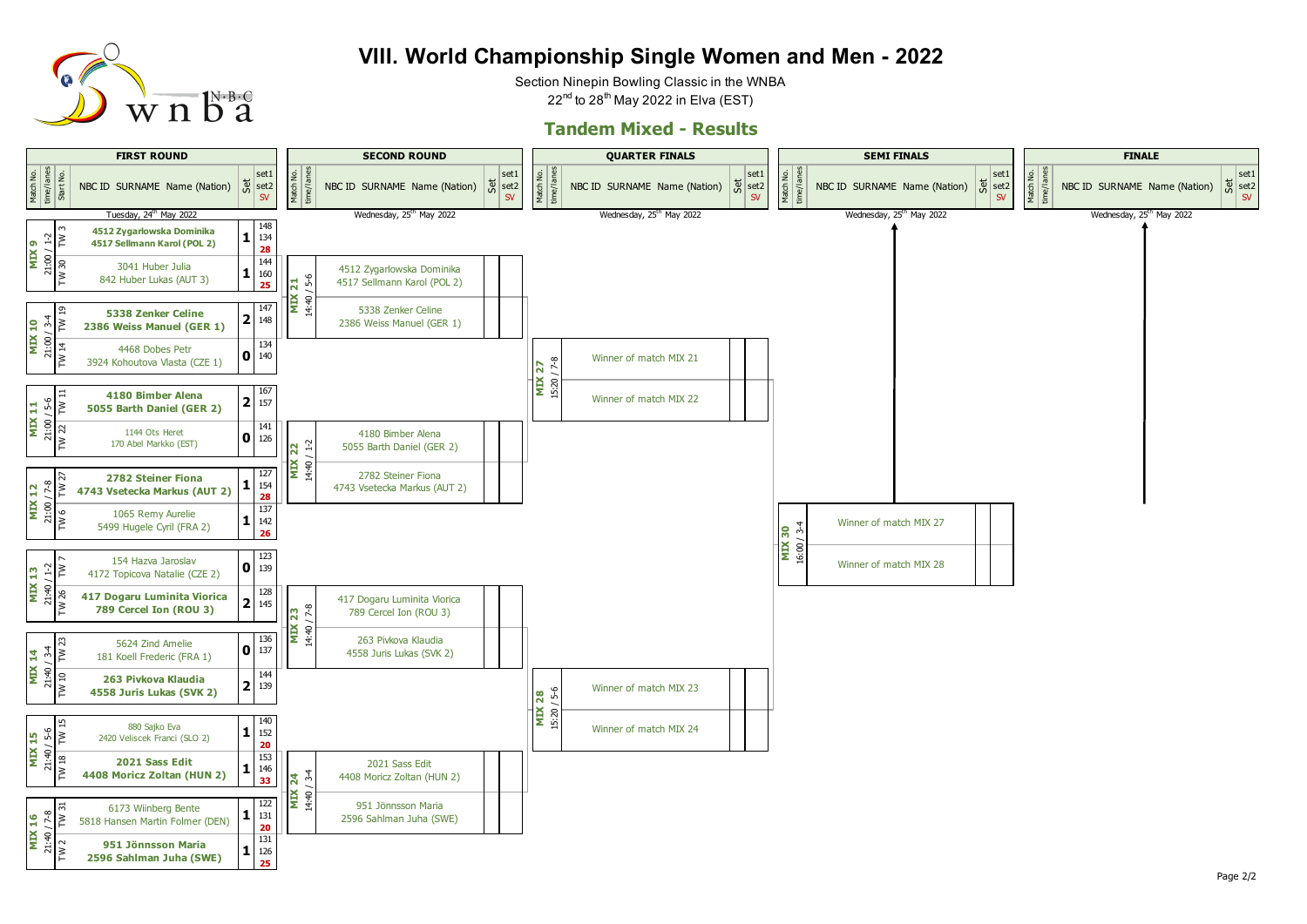# VIII. World Championship Single Women and Men - 2022

Section Ninepin Bowling Classic in the WNBA

22nd to 28th May 2022 in Elva (EST)

## Tandem Mixed - Results

### FIRST ROUND

Tuesday, 24th May 2022

| Match No. | time/lanes | Start No. | NBC ID SURNAME Name (Nation) | Set | set1 | set2 | SV |
|---|---|---|---|---|---|---|---|
| MIX 9 | 21:00 / 1-2 | TW 3 | **4512 Zygarlowska Dominika / 4517 Sellmann Karol (POL 2)** | 1 | 148 | 134 | 28 |
| | | TW 30 | 3041 Huber Julia / 842 Huber Lukas (AUT 3) | 1 | 144 | 160 | 25 |
| MIX 10 | 21:00 / 3-4 | TW 19 | **5338 Zenker Celine / 2386 Weiss Manuel (GER 1)** | 2 | 147 | 148 | |
| | | TW 14 | 4468 Dobes Petr / 3924 Kohoutova Vlasta (CZE 1) | 0 | 134 | 140 | |
| MIX 11 | 21:00 / 5-6 | TW 11 | **4180 Bimber Alena / 5055 Barth Daniel (GER 2)** | 2 | 167 | 157 | |
| | | TW 22 | 1144 Ots Heret / 170 Abel Markko (EST) | 0 | 141 | 126 | |
| MIX 12 | 21:00 / 7-8 | TW 27 | **2782 Steiner Fiona / 4743 Vsetecka Markus (AUT 2)** | 1 | 127 | 154 | 28 |
| | | TW 6 | 1065 Remy Aurelie / 5499 Hugele Cyril (FRA 2) | 1 | 137 | 142 | 26 |
| MIX 13 | 21:40 / 1-2 | TW 7 | 154 Hazva Jaroslav / 4172 Topicova Natalie (CZE 2) | 0 | 123 | 139 | |
| | | TW 26 | **417 Dogaru Luminita Viorica / 789 Cercel Ion (ROU 3)** | 2 | 128 | 145 | |
| MIX 14 | 21:40 / 3-4 | TW 23 | 5624 Zind Amelie / 181 Koell Frederic (FRA 1) | 0 | 136 | 137 | |
| | | TW 10 | **263 Pivkova Klaudia / 4558 Juris Lukas (SVK 2)** | 2 | 144 | 139 | |
| MIX 15 | 21:40 / 5-6 | TW 15 | 880 Sajko Eva / 2420 Veliscek Franci (SLO 2) | 1 | 140 | 152 | 20 |
| | | TW 18 | **2021 Sass Edit / 4408 Moricz Zoltan (HUN 2)** | 1 | 153 | 146 | 33 |
| MIX 16 | 21:40 / 7-8 | TW 31 | 6173 Wiinberg Bente / 5818 Hansen Martin Folmer (DEN) | 1 | 122 | 131 | 20 |
| | | TW 2 | **951 Jönnsson Maria / 2596 Sahlman Juha (SWE)** | 1 | 131 | 126 | 25 |

### SECOND ROUND

Wednesday, 25th May 2022

| Match No. | time/lanes | NBC ID SURNAME Name (Nation) | Set | set1 | set2 | SV |
|---|---|---|---|---|---|---|
| MIX 21 | 14:40 / 5-6 | 4512 Zygarlowska Dominika / 4517 Sellmann Karol (POL 2) | | | | |
| | | 5338 Zenker Celine / 2386 Weiss Manuel (GER 1) | | | | |
| MIX 22 | 14:40 / 1-2 | 4180 Bimber Alena / 5055 Barth Daniel (GER 2) | | | | |
| | | 2782 Steiner Fiona / 4743 Vsetecka Markus (AUT 2) | | | | |
| MIX 23 | 14:40 / 7-8 | 417 Dogaru Luminita Viorica / 789 Cercel Ion (ROU 3) | | | | |
| | | 263 Pivkova Klaudia / 4558 Juris Lukas (SVK 2) | | | | |
| MIX 24 | 14:40 / 3-4 | 2021 Sass Edit / 4408 Moricz Zoltan (HUN 2) | | | | |
| | | 951 Jönnsson Maria / 2596 Sahlman Juha (SWE) | | | | |

### QUARTER FINALS

Wednesday, 25th May 2022

| Match No. | time/lanes | NBC ID SURNAME Name (Nation) | Set | set1 | set2 | SV |
|---|---|---|---|---|---|---|
| MIX 27 | 15:20 / 7-8 | Winner of match MIX 21 | | | | |
| | | Winner of match MIX 22 | | | | |
| MIX 28 | 15:20 / 5-6 | Winner of match MIX 23 | | | | |
| | | Winner of match MIX 24 | | | | |

### SEMI FINALS

Wednesday, 25th May 2022

| Match No. | time/lanes | NBC ID SURNAME Name (Nation) | Set | set1 | set2 | SV |
|---|---|---|---|---|---|---|
| MIX 30 | 16:00 / 3-4 | Winner of match MIX 27 | | | | |
| | | Winner of match MIX 28 | | | | |

### FINALE

Wednesday, 25th May 2022

| Match No. | time/lanes | NBC ID SURNAME Name (Nation) | Set | set1 | set2 | SV |
|---|---|---|---|---|---|---|